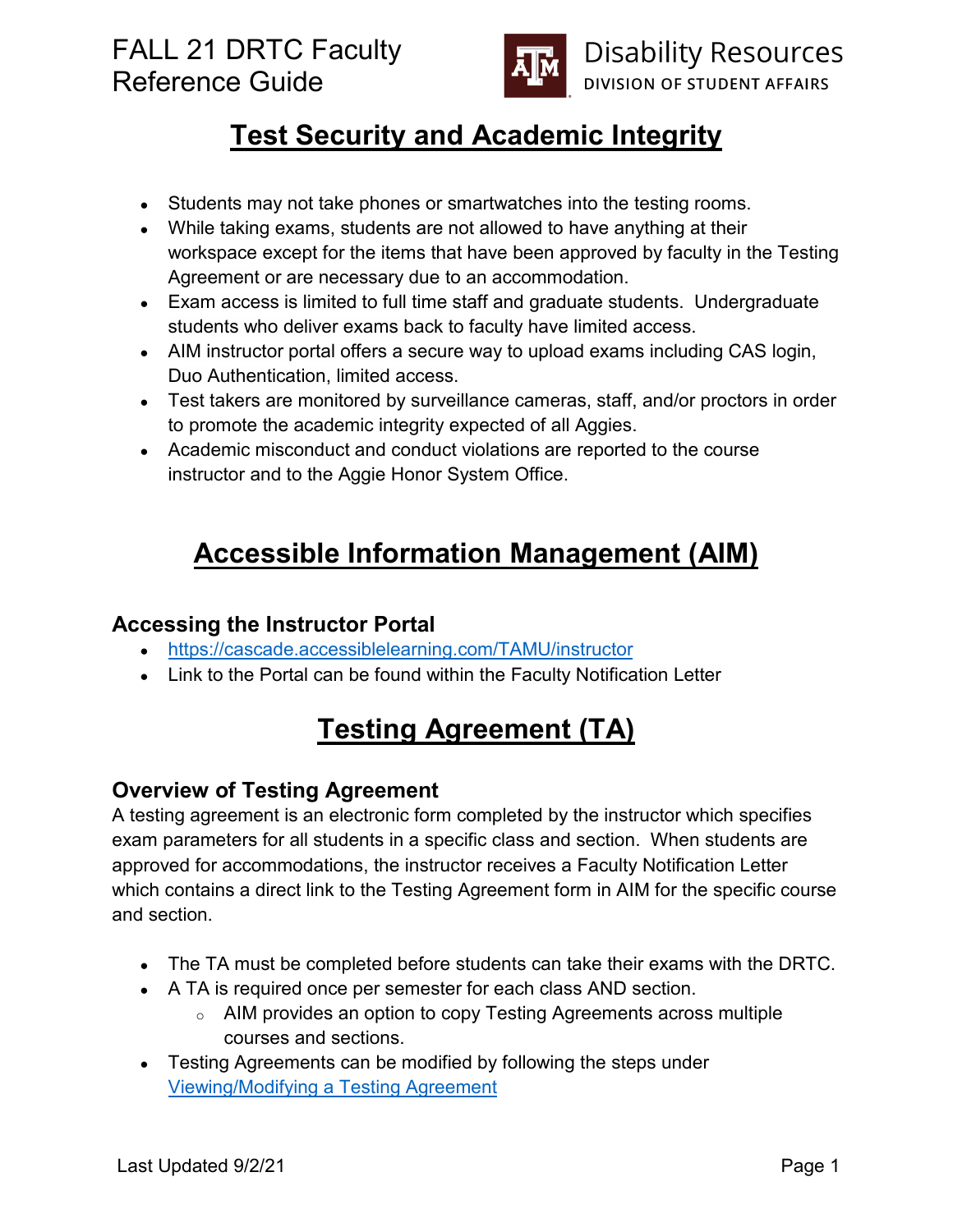# FALL 21 DRTC Faculty Reference Guide

Disability Resources
DIVISION OF STUDENT AFFAIRS

## Test Security and Academic Integrity

- Students may not take phones or smartwatches into the testing rooms.
- While taking exams, students are not allowed to have anything at their workspace except for the items that have been approved by faculty in the Testing Agreement or are necessary due to an accommodation.
- Exam access is limited to full time staff and graduate students. Undergraduate students who deliver exams back to faculty have limited access.
- AIM instructor portal offers a secure way to upload exams including CAS login, Duo Authentication, limited access.
- Test takers are monitored by surveillance cameras, staff, and/or proctors in order to promote the academic integrity expected of all Aggies.
- Academic misconduct and conduct violations are reported to the course instructor and to the Aggie Honor System Office.

## Accessible Information Management (AIM)

### Accessing the Instructor Portal

- [https://cascade.accessiblelearning.com/TAMU/instructor](https://cascade.accessiblelearning.com/TAMU/instructor)
- Link to the Portal can be found within the Faculty Notification Letter

## Testing Agreement (TA)

### Overview of Testing Agreement

A testing agreement is an electronic form completed by the instructor which specifies exam parameters for all students in a specific class and section. When students are approved for accommodations, the instructor receives a Faculty Notification Letter which contains a direct link to the Testing Agreement form in AIM for the specific course and section.

- The TA must be completed before students can take their exams with the DRTC.
- A TA is required once per semester for each class AND section.
  - AIM provides an option to copy Testing Agreements across multiple courses and sections.
- Testing Agreements can be modified by following the steps under [Viewing/Modifying a Testing Agreement]()

Last Updated 9/2/21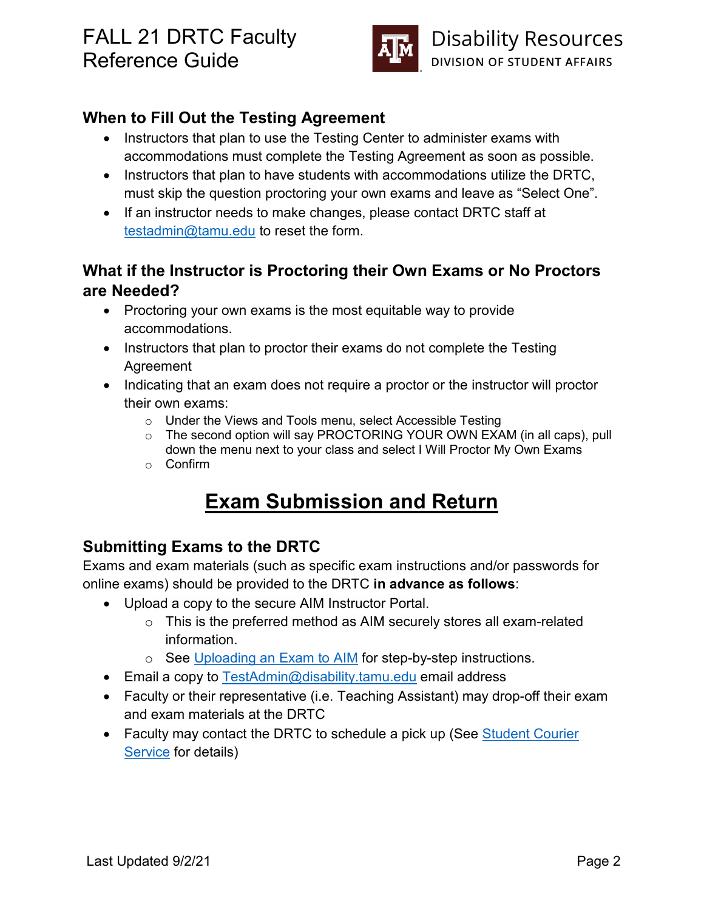### When to Fill Out the Testing Agreement

- Instructors that plan to use the Testing Center to administer exams with accommodations must complete the Testing Agreement as soon as possible.
- Instructors that plan to have students with accommodations utilize the DRTC, must skip the question proctoring your own exams and leave as "Select One".
- If an instructor needs to make changes, please contact DRTC staff at [testadmin@tamu.edu](mailto:testadmin@tamu.edu) to reset the form.

### What if the Instructor is Proctoring their Own Exams or No Proctors are Needed?

- Proctoring your own exams is the most equitable way to provide accommodations.
- Instructors that plan to proctor their exams do not complete the Testing Agreement
- Indicating that an exam does not require a proctor or the instructor will proctor their own exams:
  - Under the Views and Tools menu, select Accessible Testing
  - The second option will say PROCTORING YOUR OWN EXAM (in all caps), pull down the menu next to your class and select I Will Proctor My Own Exams
  - Confirm

## Exam Submission and Return

### Submitting Exams to the DRTC

Exams and exam materials (such as specific exam instructions and/or passwords for online exams) should be provided to the DRTC **in advance as follows**:

- Upload a copy to the secure AIM Instructor Portal.
  - This is the preferred method as AIM securely stores all exam-related information.
  - See Uploading an Exam to AIM for step-by-step instructions.
- Email a copy to [TestAdmin@disability.tamu.edu](mailto:TestAdmin@disability.tamu.edu) email address
- Faculty or their representative (i.e. Teaching Assistant) may drop-off their exam and exam materials at the DRTC
- Faculty may contact the DRTC to schedule a pick up (See Student Courier Service for details)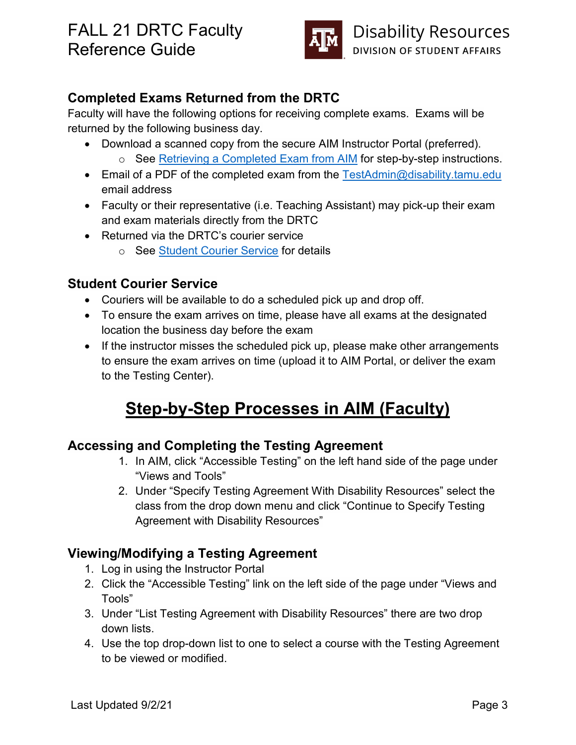## Completed Exams Returned from the DRTC

Faculty will have the following options for receiving complete exams. Exams will be returned by the following business day.

- Download a scanned copy from the secure AIM Instructor Portal (preferred).
  - See Retrieving a Completed Exam from AIM for step-by-step instructions.
- Email of a PDF of the completed exam from the TestAdmin@disability.tamu.edu email address
- Faculty or their representative (i.e. Teaching Assistant) may pick-up their exam and exam materials directly from the DRTC
- Returned via the DRTC's courier service
  - See Student Courier Service for details

## Student Courier Service

- Couriers will be available to do a scheduled pick up and drop off.
- To ensure the exam arrives on time, please have all exams at the designated location the business day before the exam
- If the instructor misses the scheduled pick up, please make other arrangements to ensure the exam arrives on time (upload it to AIM Portal, or deliver the exam to the Testing Center).

# Step-by-Step Processes in AIM (Faculty)

## Accessing and Completing the Testing Agreement

1. In AIM, click "Accessible Testing" on the left hand side of the page under "Views and Tools"
2. Under "Specify Testing Agreement With Disability Resources" select the class from the drop down menu and click "Continue to Specify Testing Agreement with Disability Resources"

## Viewing/Modifying a Testing Agreement

1. Log in using the Instructor Portal
2. Click the "Accessible Testing" link on the left side of the page under "Views and Tools"
3. Under "List Testing Agreement with Disability Resources" there are two drop down lists.
4. Use the top drop-down list to one to select a course with the Testing Agreement to be viewed or modified.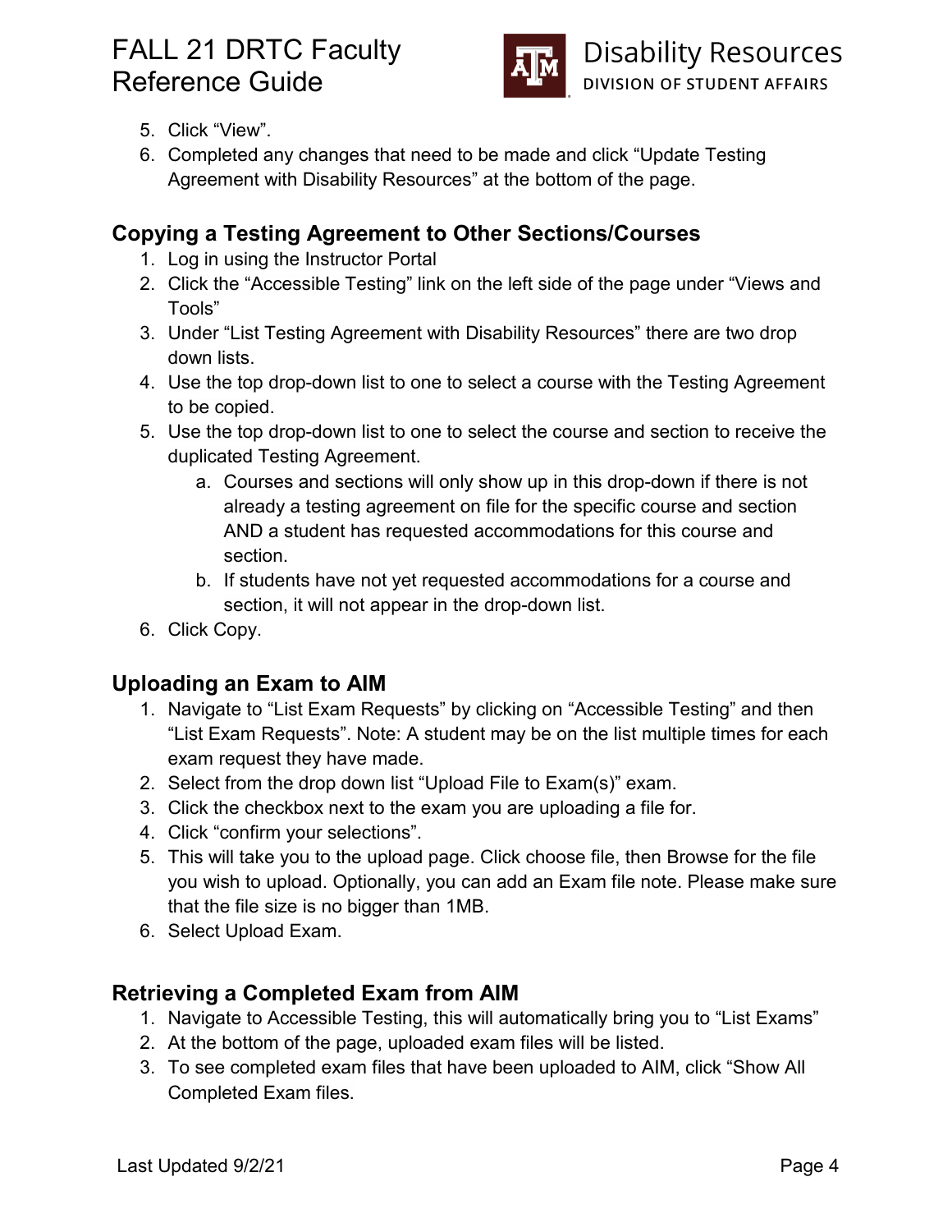5. Click “View”.
6. Completed any changes that need to be made and click “Update Testing Agreement with Disability Resources” at the bottom of the page.

## Copying a Testing Agreement to Other Sections/Courses

1. Log in using the Instructor Portal
2. Click the “Accessible Testing” link on the left side of the page under “Views and Tools”
3. Under “List Testing Agreement with Disability Resources” there are two drop down lists.
4. Use the top drop-down list to one to select a course with the Testing Agreement to be copied.
5. Use the top drop-down list to one to select the course and section to receive the duplicated Testing Agreement.
    a. Courses and sections will only show up in this drop-down if there is not already a testing agreement on file for the specific course and section AND a student has requested accommodations for this course and section.
    b. If students have not yet requested accommodations for a course and section, it will not appear in the drop-down list.
6. Click Copy.

## Uploading an Exam to AIM

1. Navigate to “List Exam Requests” by clicking on “Accessible Testing” and then “List Exam Requests”. Note: A student may be on the list multiple times for each exam request they have made.
2. Select from the drop down list “Upload File to Exam(s)” exam.
3. Click the checkbox next to the exam you are uploading a file for.
4. Click “confirm your selections”.
5. This will take you to the upload page. Click choose file, then Browse for the file you wish to upload. Optionally, you can add an Exam file note. Please make sure that the file size is no bigger than 1MB.
6. Select Upload Exam.

## Retrieving a Completed Exam from AIM

1. Navigate to Accessible Testing, this will automatically bring you to “List Exams”
2. At the bottom of the page, uploaded exam files will be listed.
3. To see completed exam files that have been uploaded to AIM, click “Show All Completed Exam files.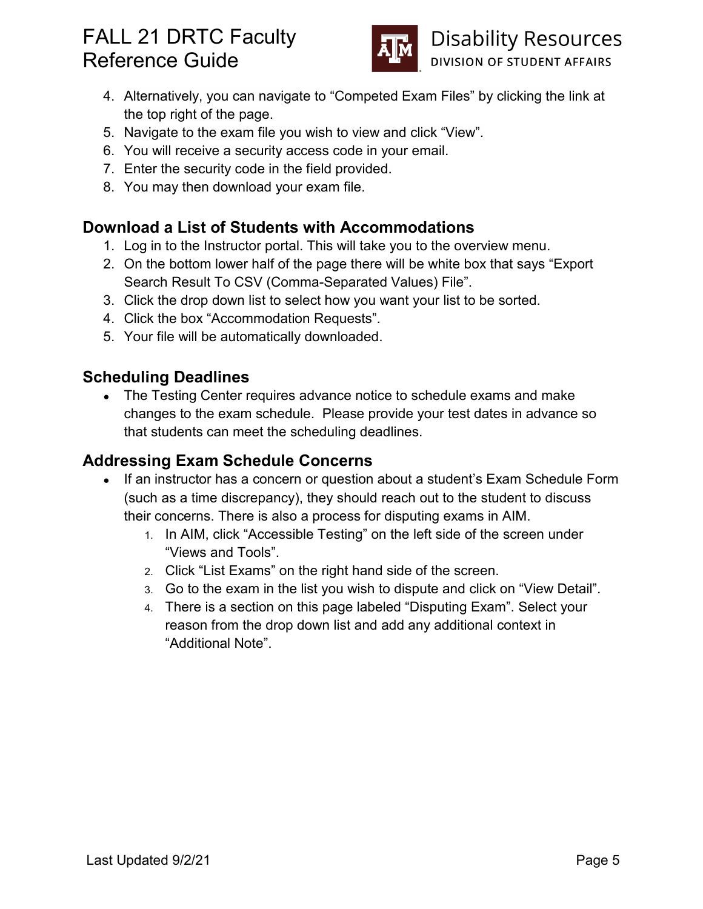4. Alternatively, you can navigate to “Competed Exam Files” by clicking the link at the top right of the page.
5. Navigate to the exam file you wish to view and click “View”.
6. You will receive a security access code in your email.
7. Enter the security code in the field provided.
8. You may then download your exam file.

## Download a List of Students with Accommodations

1. Log in to the Instructor portal. This will take you to the overview menu.
2. On the bottom lower half of the page there will be white box that says “Export Search Result To CSV (Comma-Separated Values) File”.
3. Click the drop down list to select how you want your list to be sorted.
4. Click the box “Accommodation Requests”.
5. Your file will be automatically downloaded.

## Scheduling Deadlines

- The Testing Center requires advance notice to schedule exams and make changes to the exam schedule. Please provide your test dates in advance so that students can meet the scheduling deadlines.

## Addressing Exam Schedule Concerns

- If an instructor has a concern or question about a student’s Exam Schedule Form (such as a time discrepancy), they should reach out to the student to discuss their concerns. There is also a process for disputing exams in AIM.
    1. In AIM, click “Accessible Testing” on the left side of the screen under “Views and Tools”.
    2. Click “List Exams” on the right hand side of the screen.
    3. Go to the exam in the list you wish to dispute and click on “View Detail”.
    4. There is a section on this page labeled “Disputing Exam”. Select your reason from the drop down list and add any additional context in “Additional Note”.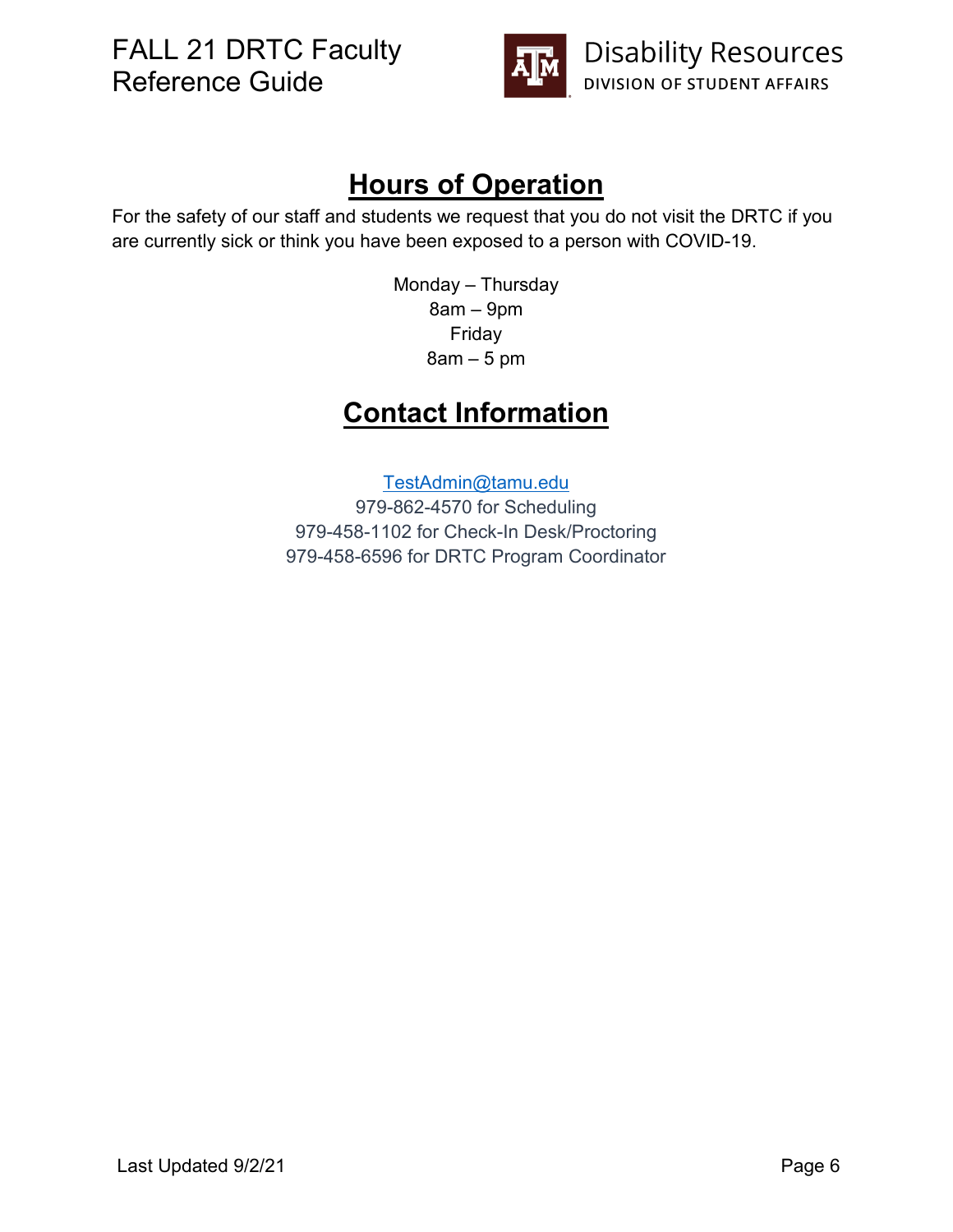## Hours of Operation

For the safety of our staff and students we request that you do not visit the DRTC if you are currently sick or think you have been exposed to a person with COVID-19.

Monday – Thursday
8am – 9pm
Friday
8am – 5 pm

## Contact Information

TestAdmin@tamu.edu
979-862-4570 for Scheduling
979-458-1102 for Check-In Desk/Proctoring
979-458-6596 for DRTC Program Coordinator